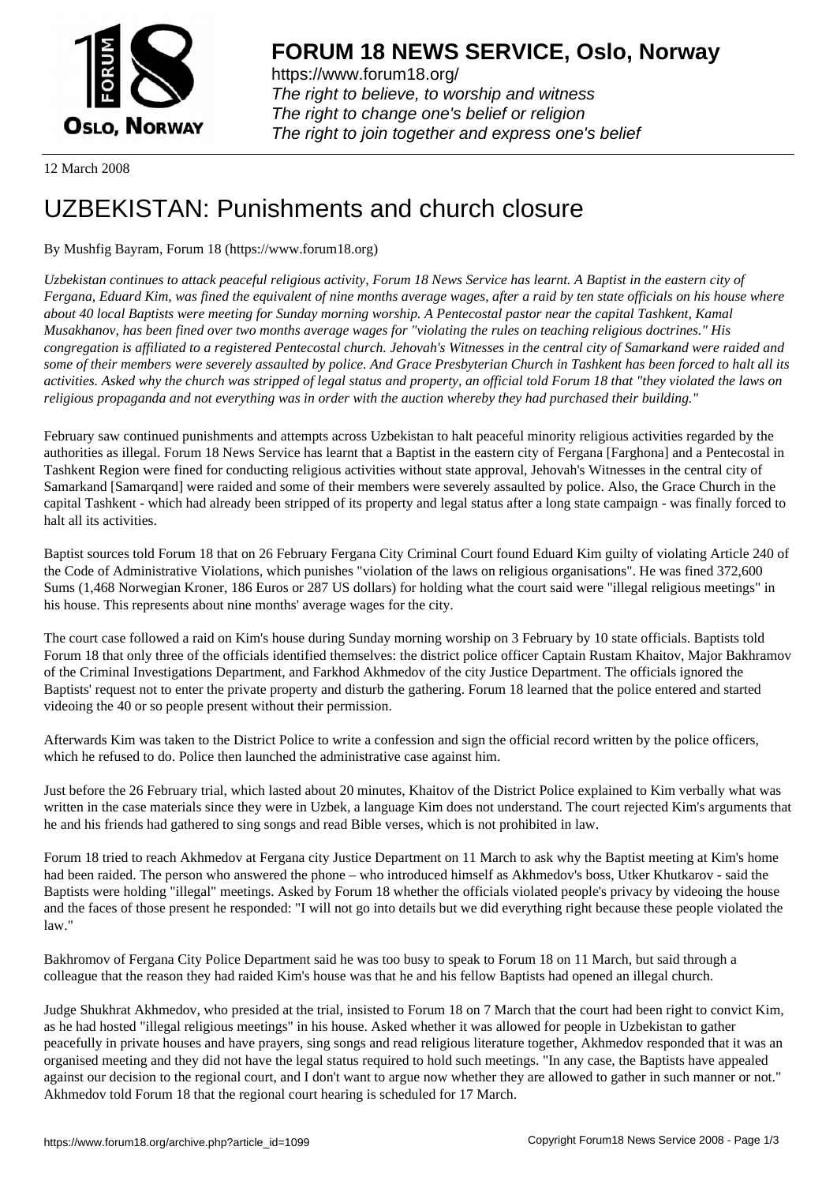# FORUM 18 NEWS SERVICE, Oslo, Norway

https://www.forum18.org/
*The right to believe, to worship and witness*
*The right to change one's belief or religion*
*The right to join together and express one's belief*

12 March 2008

# UZBEKISTAN: Punishments and church closure

By Mushfig Bayram, Forum 18 (https://www.forum18.org)

*Uzbekistan continues to attack peaceful religious activity, Forum 18 News Service has learnt. A Baptist in the eastern city of Fergana, Eduard Kim, was fined the equivalent of nine months average wages, after a raid by ten state officials on his house where about 40 local Baptists were meeting for Sunday morning worship. A Pentecostal pastor near the capital Tashkent, Kamal Musakhanov, has been fined over two months average wages for "violating the rules on teaching religious doctrines." His congregation is affiliated to a registered Pentecostal church. Jehovah's Witnesses in the central city of Samarkand were raided and some of their members were severely assaulted by police. And Grace Presbyterian Church in Tashkent has been forced to halt all its activities. Asked why the church was stripped of legal status and property, an official told Forum 18 that "they violated the laws on religious propaganda and not everything was in order with the auction whereby they had purchased their building."*

February saw continued punishments and attempts across Uzbekistan to halt peaceful minority religious activities regarded by the authorities as illegal. Forum 18 News Service has learnt that a Baptist in the eastern city of Fergana [Farghona] and a Pentecostal in Tashkent Region were fined for conducting religious activities without state approval, Jehovah's Witnesses in the central city of Samarkand [Samarqand] were raided and some of their members were severely assaulted by police. Also, the Grace Church in the capital Tashkent - which had already been stripped of its property and legal status after a long state campaign - was finally forced to halt all its activities.

Baptist sources told Forum 18 that on 26 February Fergana City Criminal Court found Eduard Kim guilty of violating Article 240 of the Code of Administrative Violations, which punishes "violation of the laws on religious organisations". He was fined 372,600 Sums (1,468 Norwegian Kroner, 186 Euros or 287 US dollars) for holding what the court said were "illegal religious meetings" in his house. This represents about nine months' average wages for the city.

The court case followed a raid on Kim's house during Sunday morning worship on 3 February by 10 state officials. Baptists told Forum 18 that only three of the officials identified themselves: the district police officer Captain Rustam Khaitov, Major Bakhramov of the Criminal Investigations Department, and Farkhod Akhmedov of the city Justice Department. The officials ignored the Baptists' request not to enter the private property and disturb the gathering. Forum 18 learned that the police entered and started videoing the 40 or so people present without their permission.

Afterwards Kim was taken to the District Police to write a confession and sign the official record written by the police officers, which he refused to do. Police then launched the administrative case against him.

Just before the 26 February trial, which lasted about 20 minutes, Khaitov of the District Police explained to Kim verbally what was written in the case materials since they were in Uzbek, a language Kim does not understand. The court rejected Kim's arguments that he and his friends had gathered to sing songs and read Bible verses, which is not prohibited in law.

Forum 18 tried to reach Akhmedov at Fergana city Justice Department on 11 March to ask why the Baptist meeting at Kim's home had been raided. The person who answered the phone – who introduced himself as Akhmedov's boss, Utker Khutkarov - said the Baptists were holding "illegal" meetings. Asked by Forum 18 whether the officials violated people's privacy by videoing the house and the faces of those present he responded: "I will not go into details but we did everything right because these people violated the law."

Bakhromov of Fergana City Police Department said he was too busy to speak to Forum 18 on 11 March, but said through a colleague that the reason they had raided Kim's house was that he and his fellow Baptists had opened an illegal church.

Judge Shukhrat Akhmedov, who presided at the trial, insisted to Forum 18 on 7 March that the court had been right to convict Kim, as he had hosted "illegal religious meetings" in his house. Asked whether it was allowed for people in Uzbekistan to gather peacefully in private houses and have prayers, sing songs and read religious literature together, Akhmedov responded that it was an organised meeting and they did not have the legal status required to hold such meetings. "In any case, the Baptists have appealed against our decision to the regional court, and I don't want to argue now whether they are allowed to gather in such manner or not." Akhmedov told Forum 18 that the regional court hearing is scheduled for 17 March.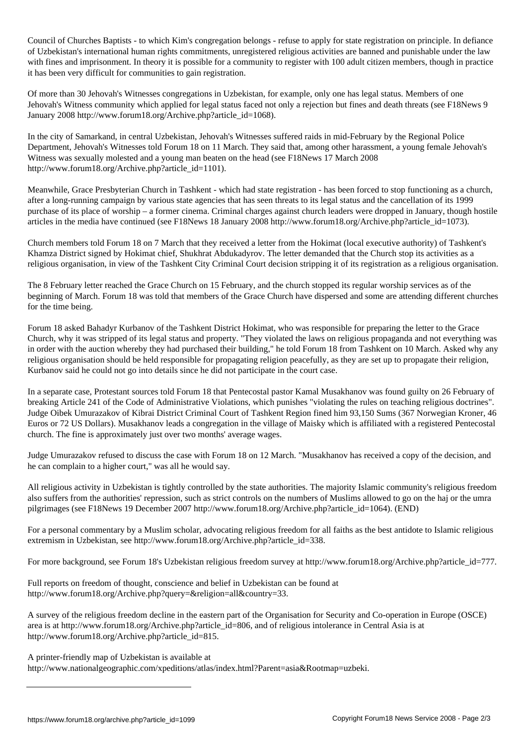Council of Churches Baptists - to which Kim's congregation belongs - refuse to apply for state registration on principle. In defiance of Uzbekistan's international human rights commitments, unregistered religious activities are banned and punishable under the law with fines and imprisonment. In theory it is possible for a community to register with 100 adult citizen members, though in practice it has been very difficult for communities to gain registration.

Of more than 30 Jehovah's Witnesses congregations in Uzbekistan, for example, only one has legal status. Members of one Jehovah's Witness community which applied for legal status faced not only a rejection but fines and death threats (see F18News 9 January 2008 http://www.forum18.org/Archive.php?article_id=1068).

In the city of Samarkand, in central Uzbekistan, Jehovah's Witnesses suffered raids in mid-February by the Regional Police Department, Jehovah's Witnesses told Forum 18 on 11 March. They said that, among other harassment, a young female Jehovah's Witness was sexually molested and a young man beaten on the head (see F18News 17 March 2008 http://www.forum18.org/Archive.php?article_id=1101).

Meanwhile, Grace Presbyterian Church in Tashkent - which had state registration - has been forced to stop functioning as a church, after a long-running campaign by various state agencies that has seen threats to its legal status and the cancellation of its 1999 purchase of its place of worship – a former cinema. Criminal charges against church leaders were dropped in January, though hostile articles in the media have continued (see F18News 18 January 2008 http://www.forum18.org/Archive.php?article_id=1073).

Church members told Forum 18 on 7 March that they received a letter from the Hokimat (local executive authority) of Tashkent's Khamza District signed by Hokimat chief, Shukhrat Abdukadyrov. The letter demanded that the Church stop its activities as a religious organisation, in view of the Tashkent City Criminal Court decision stripping it of its registration as a religious organisation.

The 8 February letter reached the Grace Church on 15 February, and the church stopped its regular worship services as of the beginning of March. Forum 18 was told that members of the Grace Church have dispersed and some are attending different churches for the time being.

Forum 18 asked Bahadyr Kurbanov of the Tashkent District Hokimat, who was responsible for preparing the letter to the Grace Church, why it was stripped of its legal status and property. "They violated the laws on religious propaganda and not everything was in order with the auction whereby they had purchased their building," he told Forum 18 from Tashkent on 10 March. Asked why any religious organisation should be held responsible for propagating religion peacefully, as they are set up to propagate their religion, Kurbanov said he could not go into details since he did not participate in the court case.

In a separate case, Protestant sources told Forum 18 that Pentecostal pastor Kamal Musakhanov was found guilty on 26 February of breaking Article 241 of the Code of Administrative Violations, which punishes "violating the rules on teaching religious doctrines". Judge Oibek Umurazakov of Kibrai District Criminal Court of Tashkent Region fined him 93,150 Sums (367 Norwegian Kroner, 46 Euros or 72 US Dollars). Musakhanov leads a congregation in the village of Maisky which is affiliated with a registered Pentecostal church. The fine is approximately just over two months' average wages.

Judge Umurazakov refused to discuss the case with Forum 18 on 12 March. "Musakhanov has received a copy of the decision, and he can complain to a higher court," was all he would say.

All religious activity in Uzbekistan is tightly controlled by the state authorities. The majority Islamic community's religious freedom also suffers from the authorities' repression, such as strict controls on the numbers of Muslims allowed to go on the haj or the umra pilgrimages (see F18News 19 December 2007 http://www.forum18.org/Archive.php?article_id=1064). (END)

For a personal commentary by a Muslim scholar, advocating religious freedom for all faiths as the best antidote to Islamic religious extremism in Uzbekistan, see http://www.forum18.org/Archive.php?article_id=338.

For more background, see Forum 18's Uzbekistan religious freedom survey at http://www.forum18.org/Archive.php?article_id=777.

Full reports on freedom of thought, conscience and belief in Uzbekistan can be found at http://www.forum18.org/Archive.php?query=&religion=all&country=33.

A survey of the religious freedom decline in the eastern part of the Organisation for Security and Co-operation in Europe (OSCE) area is at http://www.forum18.org/Archive.php?article_id=806, and of religious intolerance in Central Asia is at http://www.forum18.org/Archive.php?article_id=815.

A printer-friendly map of Uzbekistan is available at http://www.nationalgeographic.com/xpeditions/atlas/index.html?Parent=asia&Rootmap=uzbeki.

---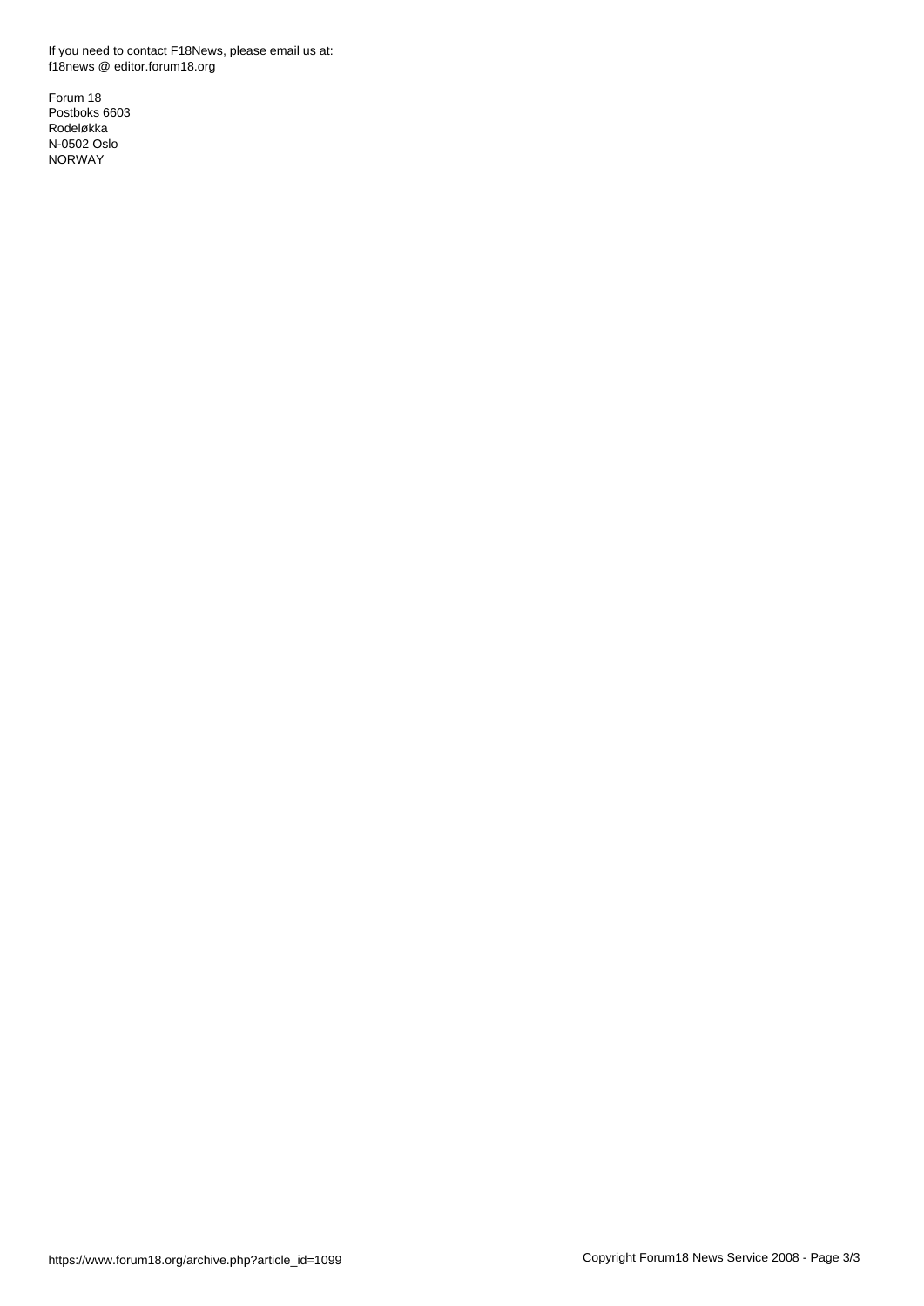If you need to contact F18News, please email us at:
f18news @ editor.forum18.org

Forum 18
Postboks 6603
Rodeløkka
N-0502 Oslo
NORWAY